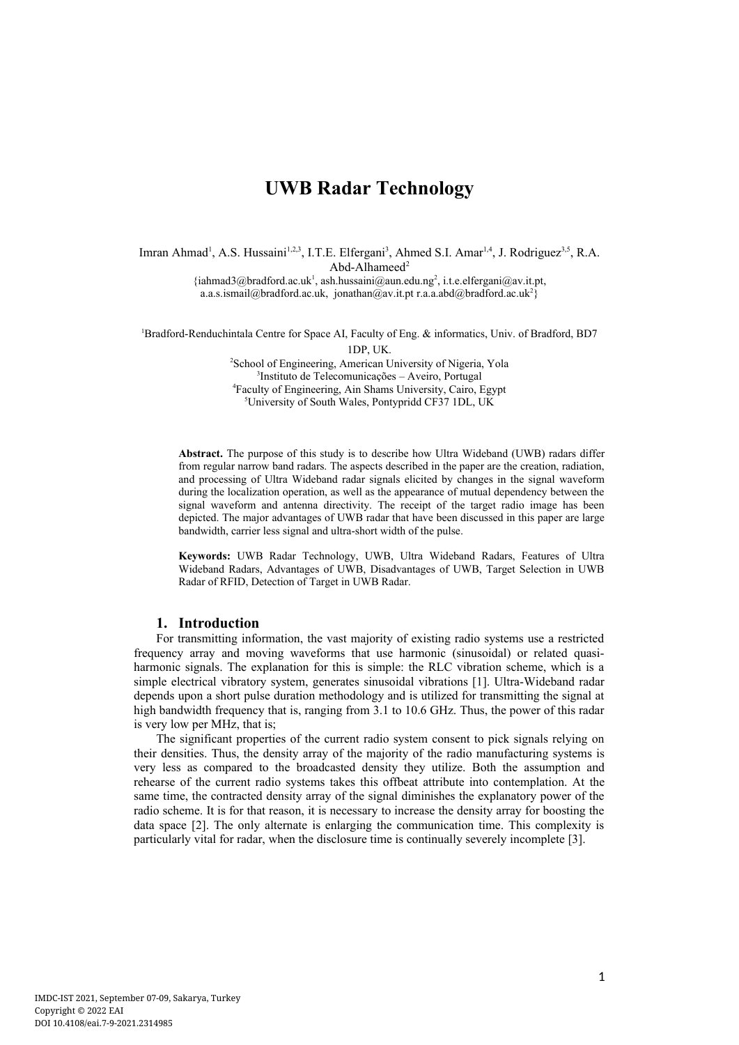# UWB Radar Technology

Imran Ahmad[1], A.S. Hussaini[1,2,3], I.T.E. Elfergani[3], Ahmed S.I. Amar[1,4], J. Rodriguez[3,5], R.A. Abd-Alhameed[2]

{iahmad3@bradford.ac.uk[1], ash.hussaini@aun.edu.ng[2], i.t.e.elfergani@av.it.pt, a.a.s.ismail@bradford.ac.uk, jonathan@av.it.pt r.a.a.abd@bradford.ac.uk[2]}

[1]Bradford-Renduchintala Centre for Space AI, Faculty of Eng. & informatics, Univ. of Bradford, BD7 1DP, UK.
[2]School of Engineering, American University of Nigeria, Yola
[3]Instituto de Telecomunicações – Aveiro, Portugal
[4]Faculty of Engineering, Ain Shams University, Cairo, Egypt
[5]University of South Wales, Pontypridd CF37 1DL, UK

**Abstract.** The purpose of this study is to describe how Ultra Wideband (UWB) radars differ from regular narrow band radars. The aspects described in the paper are the creation, radiation, and processing of Ultra Wideband radar signals elicited by changes in the signal waveform during the localization operation, as well as the appearance of mutual dependency between the signal waveform and antenna directivity. The receipt of the target radio image has been depicted. The major advantages of UWB radar that have been discussed in this paper are large bandwidth, carrier less signal and ultra-short width of the pulse.

**Keywords:** UWB Radar Technology, UWB, Ultra Wideband Radars, Features of Ultra Wideband Radars, Advantages of UWB, Disadvantages of UWB, Target Selection in UWB Radar of RFID, Detection of Target in UWB Radar.

## 1. Introduction

For transmitting information, the vast majority of existing radio systems use a restricted frequency array and moving waveforms that use harmonic (sinusoidal) or related quasi-harmonic signals. The explanation for this is simple: the RLC vibration scheme, which is a simple electrical vibratory system, generates sinusoidal vibrations [1]. Ultra-Wideband radar depends upon a short pulse duration methodology and is utilized for transmitting the signal at high bandwidth frequency that is, ranging from 3.1 to 10.6 GHz. Thus, the power of this radar is very low per MHz, that is;

The significant properties of the current radio system consent to pick signals relying on their densities. Thus, the density array of the majority of the radio manufacturing systems is very less as compared to the broadcasted density they utilize. Both the assumption and rehearse of the current radio systems takes this offbeat attribute into contemplation. At the same time, the contracted density array of the signal diminishes the explanatory power of the radio scheme. It is for that reason, it is necessary to increase the density array for boosting the data space [2]. The only alternate is enlarging the communication time. This complexity is particularly vital for radar, when the disclosure time is continually severely incomplete [3].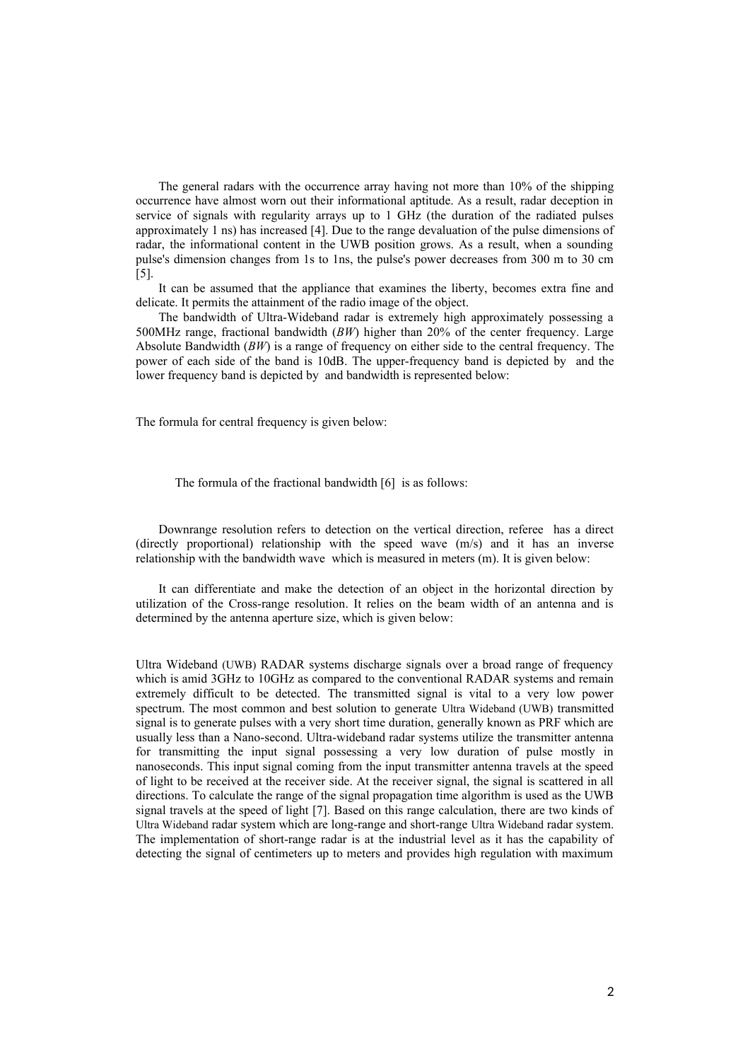The general radars with the occurrence array having not more than 10% of the shipping occurrence have almost worn out their informational aptitude. As a result, radar deception in service of signals with regularity arrays up to 1 GHz (the duration of the radiated pulses approximately 1 ns) has increased [4]. Due to the range devaluation of the pulse dimensions of radar, the informational content in the UWB position grows. As a result, when a sounding pulse's dimension changes from 1s to 1ns, the pulse's power decreases from 300 m to 30 cm [5].

It can be assumed that the appliance that examines the liberty, becomes extra fine and delicate. It permits the attainment of the radio image of the object.

The bandwidth of Ultra-Wideband radar is extremely high approximately possessing a 500MHz range, fractional bandwidth (*BW*) higher than 20% of the center frequency. Large Absolute Bandwidth (*BW*) is a range of frequency on either side to the central frequency. The power of each side of the band is 10dB. The upper-frequency band is depicted by  and the lower frequency band is depicted by  and bandwidth is represented below:

The formula for central frequency is given below:

The formula of the fractional bandwidth [6]  is as follows:

Downrange resolution refers to detection on the vertical direction, referee  has a direct (directly proportional) relationship with the speed wave (m/s) and it has an inverse relationship with the bandwidth wave  which is measured in meters (m). It is given below:

It can differentiate and make the detection of an object in the horizontal direction by utilization of the Cross-range resolution. It relies on the beam width of an antenna and is determined by the antenna aperture size, which is given below:

Ultra Wideband (UWB) RADAR systems discharge signals over a broad range of frequency which is amid 3GHz to 10GHz as compared to the conventional RADAR systems and remain extremely difficult to be detected. The transmitted signal is vital to a very low power spectrum. The most common and best solution to generate Ultra Wideband (UWB) transmitted signal is to generate pulses with a very short time duration, generally known as PRF which are usually less than a Nano-second. Ultra-wideband radar systems utilize the transmitter antenna for transmitting the input signal possessing a very low duration of pulse mostly in nanoseconds. This input signal coming from the input transmitter antenna travels at the speed of light to be received at the receiver side. At the receiver signal, the signal is scattered in all directions. To calculate the range of the signal propagation time algorithm is used as the UWB signal travels at the speed of light [7]. Based on this range calculation, there are two kinds of Ultra Wideband radar system which are long-range and short-range Ultra Wideband radar system. The implementation of short-range radar is at the industrial level as it has the capability of detecting the signal of centimeters up to meters and provides high regulation with maximum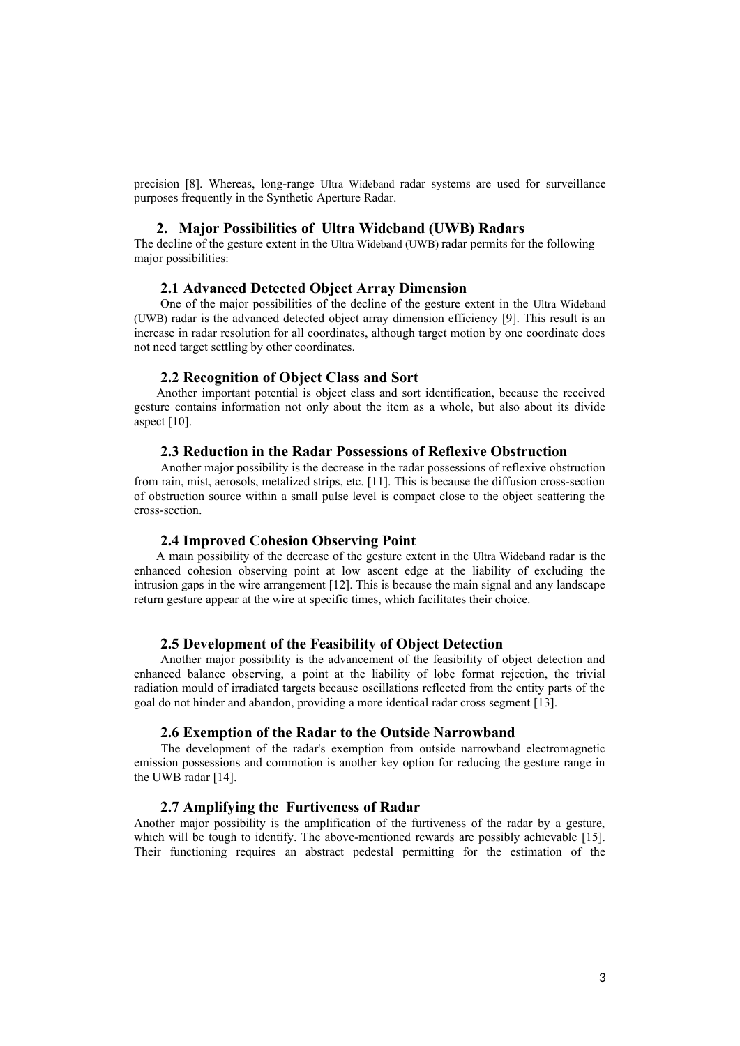precision [8]. Whereas, long-range Ultra Wideband radar systems are used for surveillance purposes frequently in the Synthetic Aperture Radar.

## 2. Major Possibilities of Ultra Wideband (UWB) Radars

The decline of the gesture extent in the Ultra Wideband (UWB) radar permits for the following major possibilities:

### 2.1 Advanced Detected Object Array Dimension

One of the major possibilities of the decline of the gesture extent in the Ultra Wideband (UWB) radar is the advanced detected object array dimension efficiency [9]. This result is an increase in radar resolution for all coordinates, although target motion by one coordinate does not need target settling by other coordinates.

### 2.2 Recognition of Object Class and Sort

Another important potential is object class and sort identification, because the received gesture contains information not only about the item as a whole, but also about its divide aspect [10].

### 2.3 Reduction in the Radar Possessions of Reflexive Obstruction

Another major possibility is the decrease in the radar possessions of reflexive obstruction from rain, mist, aerosols, metalized strips, etc. [11]. This is because the diffusion cross-section of obstruction source within a small pulse level is compact close to the object scattering the cross-section.

### 2.4 Improved Cohesion Observing Point

A main possibility of the decrease of the gesture extent in the Ultra Wideband radar is the enhanced cohesion observing point at low ascent edge at the liability of excluding the intrusion gaps in the wire arrangement [12]. This is because the main signal and any landscape return gesture appear at the wire at specific times, which facilitates their choice.

### 2.5 Development of the Feasibility of Object Detection

Another major possibility is the advancement of the feasibility of object detection and enhanced balance observing, a point at the liability of lobe format rejection, the trivial radiation mould of irradiated targets because oscillations reflected from the entity parts of the goal do not hinder and abandon, providing a more identical radar cross segment [13].

### 2.6 Exemption of the Radar to the Outside Narrowband

The development of the radar's exemption from outside narrowband electromagnetic emission possessions and commotion is another key option for reducing the gesture range in the UWB radar [14].

### 2.7 Amplifying the Furtiveness of Radar

Another major possibility is the amplification of the furtiveness of the radar by a gesture, which will be tough to identify. The above-mentioned rewards are possibly achievable [15]. Their functioning requires an abstract pedestal permitting for the estimation of the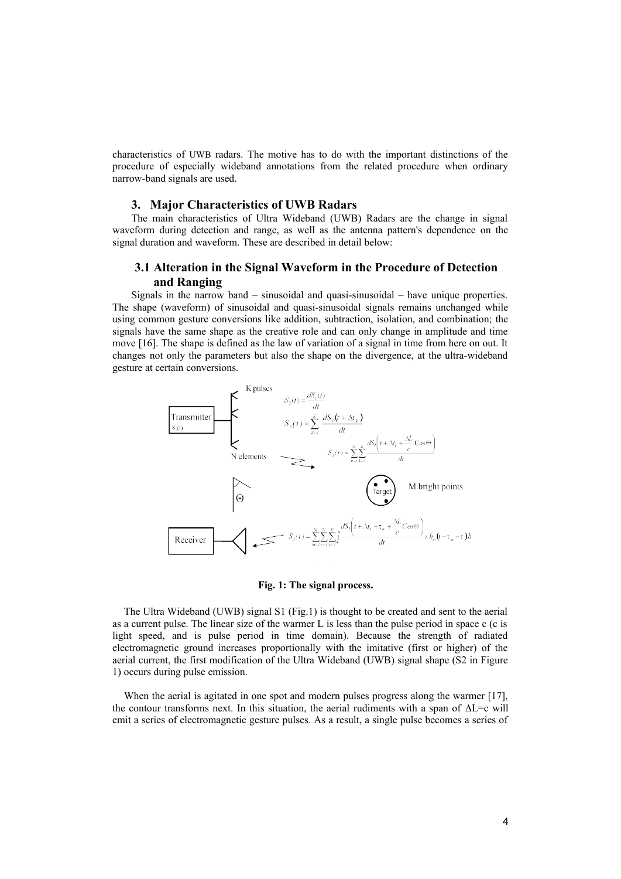characteristics of UWB radars. The motive has to do with the important distinctions of the procedure of especially wideband annotations from the related procedure when ordinary narrow-band signals are used.

## 3. Major Characteristics of UWB Radars

The main characteristics of Ultra Wideband (UWB) Radars are the change in signal waveform during detection and range, as well as the antenna pattern's dependence on the signal duration and waveform. These are described in detail below:

### 3.1 Alteration in the Signal Waveform in the Procedure of Detection and Ranging

Signals in the narrow band – sinusoidal and quasi-sinusoidal – have unique properties. The shape (waveform) of sinusoidal and quasi-sinusoidal signals remains unchanged while using common gesture conversions like addition, subtraction, isolation, and combination; the signals have the same shape as the creative role and can only change in amplitude and time move [16]. The shape is defined as the law of variation of a signal in time from here on out. It changes not only the parameters but also the shape on the divergence, at the ultra-wideband gesture at certain conversions.

K pulses

$$S_2(t) = \frac{dS_1(t)}{dt}$$

Transmitter $S_1(t)$

$$S_3(t) = \sum_{k=1}^{K} \frac{dS_1(t+\Delta t_k)}{dt}$$

N elements

$$S_4(t) = \sum_{n=1}^{N} \sum_{k=1}^{K} \frac{dS_1\left(t+\Delta t_k + \frac{\Delta L}{c}\mathrm{Cos}\Theta\right)}{dt}$$

$\Theta$

Target — M bright points

Receiver

$$S_5(t) = \sum_{m=1}^{M} \sum_{n=1}^{N} \sum_{k=1}^{K} \int \frac{dS_1\left(t+\Delta t_k + \tau_m + \frac{\Delta L}{c}\mathrm{Cos}\Theta\right)}{dt} \times h_m(t-\tau_m-\tau)\,dt$$

**Fig. 1: The signal process.**

The Ultra Wideband (UWB) signal S1 (Fig.1) is thought to be created and sent to the aerial as a current pulse. The linear size of the warmer L is less than the pulse period in space c (c is light speed, and is pulse period in time domain). Because the strength of radiated electromagnetic ground increases proportionally with the imitative (first or higher) of the aerial current, the first modification of the Ultra Wideband (UWB) signal shape (S2 in Figure 1) occurs during pulse emission.

When the aerial is agitated in one spot and modern pulses progress along the warmer [17], the contour transforms next. In this situation, the aerial rudiments with a span of $\Delta L$=c will emit a series of electromagnetic gesture pulses. As a result, a single pulse becomes a series of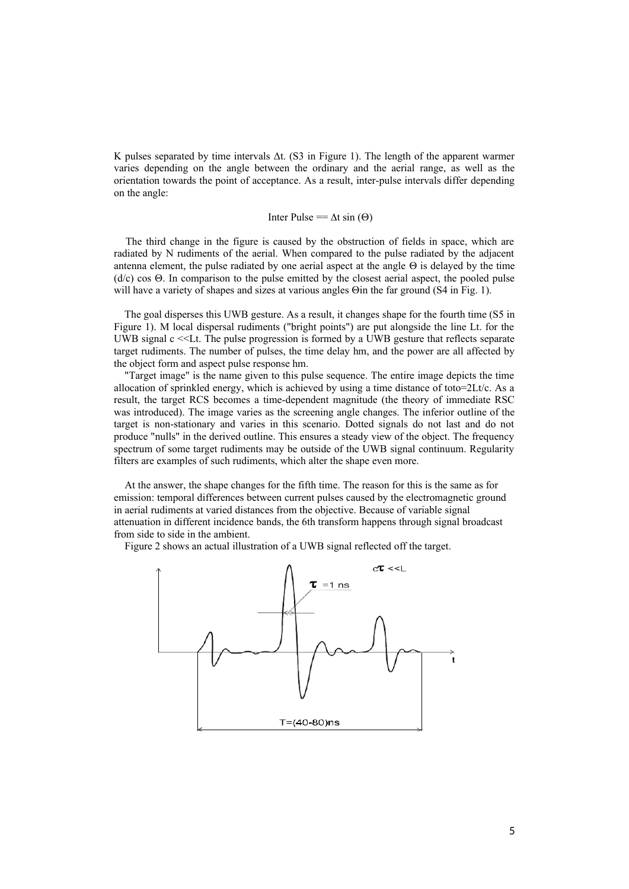K pulses separated by time intervals $\Delta t$. (S3 in Figure 1). The length of the apparent warmer varies depending on the angle between the ordinary and the aerial range, as well as the orientation towards the point of acceptance. As a result, inter-pulse intervals differ depending on the angle:

$$\text{Inter Pulse} == \Delta t \sin(\Theta)$$

The third change in the figure is caused by the obstruction of fields in space, which are radiated by N rudiments of the aerial. When compared to the pulse radiated by the adjacent antenna element, the pulse radiated by one aerial aspect at the angle $\Theta$ is delayed by the time $(d/c) \cos \Theta$. In comparison to the pulse emitted by the closest aerial aspect, the pooled pulse will have a variety of shapes and sizes at various angles $\Theta$in the far ground (S4 in Fig. 1).

The goal disperses this UWB gesture. As a result, it changes shape for the fourth time (S5 in Figure 1). M local dispersal rudiments ("bright points") are put alongside the line Lt. for the UWB signal c <<Lt. The pulse progression is formed by a UWB gesture that reflects separate target rudiments. The number of pulses, the time delay hm, and the power are all affected by the object form and aspect pulse response hm.

"Target image" is the name given to this pulse sequence. The entire image depicts the time allocation of sprinkled energy, which is achieved by using a time distance of toto=2Lt/c. As a result, the target RCS becomes a time-dependent magnitude (the theory of immediate RSC was introduced). The image varies as the screening angle changes. The inferior outline of the target is non-stationary and varies in this scenario. Dotted signals do not last and do not produce "nulls" in the derived outline. This ensures a steady view of the object. The frequency spectrum of some target rudiments may be outside of the UWB signal continuum. Regularity filters are examples of such rudiments, which alter the shape even more.

At the answer, the shape changes for the fifth time. The reason for this is the same as for emission: temporal differences between current pulses caused by the electromagnetic ground in aerial rudiments at varied distances from the objective. Because of variable signal attenuation in different incidence bands, the 6th transform happens through signal broadcast from side to side in the ambient.

Figure 2 shows an actual illustration of a UWB signal reflected off the target.

$c\tau$ <<L

$\tau$ =1 ns

t

T=(40-80)ns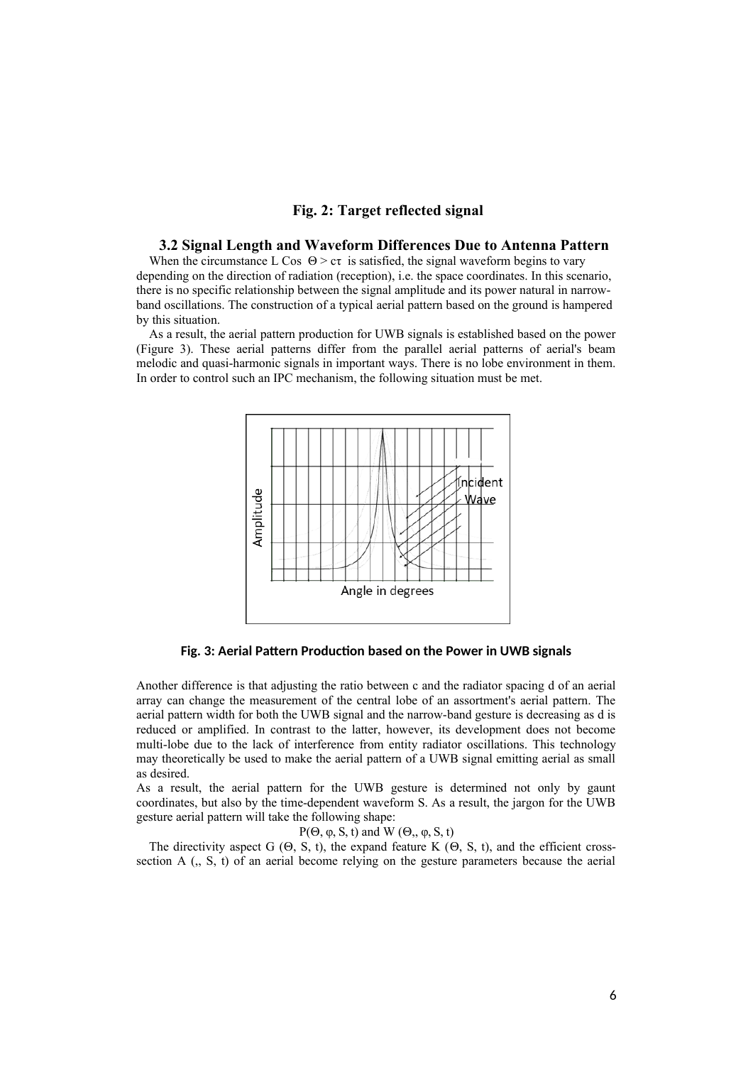**Fig. 2: Target reflected signal**

### 3.2 Signal Length and Waveform Differences Due to Antenna Pattern

When the circumstance L Cos $\Theta > c\tau$ is satisfied, the signal waveform begins to vary depending on the direction of radiation (reception), i.e. the space coordinates. In this scenario, there is no specific relationship between the signal amplitude and its power natural in narrow-band oscillations. The construction of a typical aerial pattern based on the ground is hampered by this situation.

As a result, the aerial pattern production for UWB signals is established based on the power (Figure 3). These aerial patterns differ from the parallel aerial patterns of aerial's beam melodic and quasi-harmonic signals in important ways. There is no lobe environment in them. In order to control such an IPC mechanism, the following situation must be met.

**Fig. 3: Aerial Pattern Production based on the Power in UWB signals**

Another difference is that adjusting the ratio between c and the radiator spacing d of an aerial array can change the measurement of the central lobe of an assortment's aerial pattern. The aerial pattern width for both the UWB signal and the narrow-band gesture is decreasing as d is reduced or amplified. In contrast to the latter, however, its development does not become multi-lobe due to the lack of interference from entity radiator oscillations. This technology may theoretically be used to make the aerial pattern of a UWB signal emitting aerial as small as desired.

As a result, the aerial pattern for the UWB gesture is determined not only by gaunt coordinates, but also by the time-dependent waveform S. As a result, the jargon for the UWB gesture aerial pattern will take the following shape:

$$P(\Theta, \varphi, S, t) \text{ and } W(\Theta,, \varphi, S, t)$$

The directivity aspect G ($\Theta$, S, t), the expand feature K ($\Theta$, S, t), and the efficient cross-section A (,, S, t) of an aerial become relying on the gesture parameters because the aerial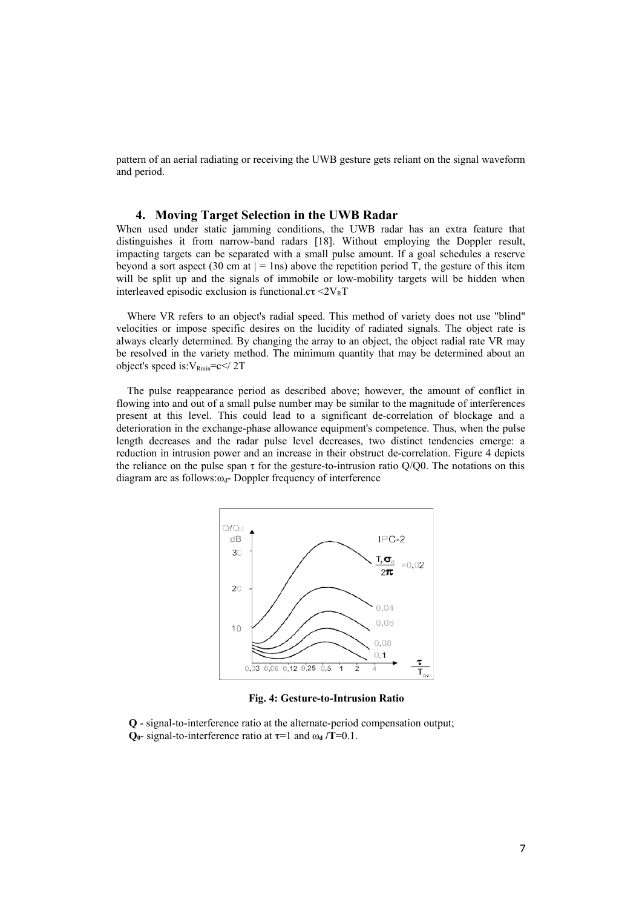pattern of an aerial radiating or receiving the UWB gesture gets reliant on the signal waveform and period.

## 4. Moving Target Selection in the UWB Radar

When used under static jamming conditions, the UWB radar has an extra feature that distinguishes it from narrow-band radars [18]. Without employing the Doppler result, impacting targets can be separated with a small pulse amount. If a goal schedules a reserve beyond a sort aspect (30 cm at | = 1ns) above the repetition period T, the gesture of this item will be split up and the signals of immobile or low-mobility targets will be hidden when interleaved episodic exclusion is functional.$c\tau < 2V_RT$

Where VR refers to an object's radial speed. This method of variety does not use "blind" velocities or impose specific desires on the lucidity of radiated signals. The object rate is always clearly determined. By changing the array to an object, the object radial rate VR may be resolved in the variety method. The minimum quantity that may be determined about an object's speed is:$V_{Rmin}=c</ 2T$

The pulse reappearance period as described above; however, the amount of conflict in flowing into and out of a small pulse number may be similar to the magnitude of interferences present at this level. This could lead to a significant de-correlation of blockage and a deterioration in the exchange-phase allowance equipment's competence. Thus, when the pulse length decreases and the radar pulse level decreases, two distinct tendencies emerge: a reduction in intrusion power and an increase in their obstruct de-correlation. Figure 4 depicts the reliance on the pulse span τ for the gesture-to-intrusion ratio Q/Q0. The notations on this diagram are as follows:$\omega_d$- Doppler frequency of interference

**Fig. 4: Gesture-to-Intrusion Ratio**

**Q** - signal-to-interference ratio at the alternate-period compensation output;
**$Q_0$**- signal-to-interference ratio at $\tau=1$ and $\omega_d$ **/T**=0.1.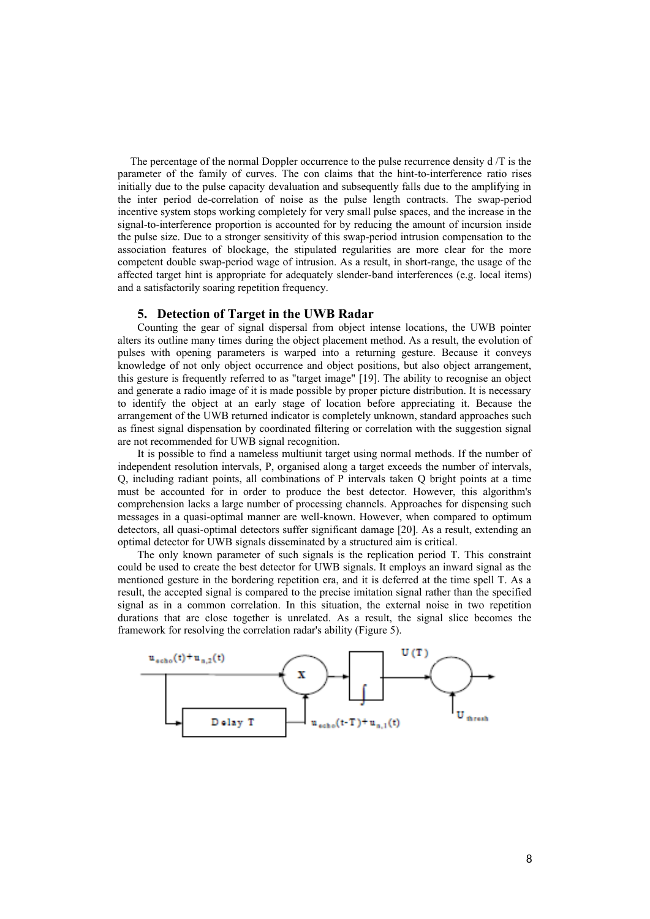The percentage of the normal Doppler occurrence to the pulse recurrence density d /T is the parameter of the family of curves. The con claims that the hint-to-interference ratio rises initially due to the pulse capacity devaluation and subsequently falls due to the amplifying in the inter period de-correlation of noise as the pulse length contracts. The swap-period incentive system stops working completely for very small pulse spaces, and the increase in the signal-to-interference proportion is accounted for by reducing the amount of incursion inside the pulse size. Due to a stronger sensitivity of this swap-period intrusion compensation to the association features of blockage, the stipulated regularities are more clear for the more competent double swap-period wage of intrusion. As a result, in short-range, the usage of the affected target hint is appropriate for adequately slender-band interferences (e.g. local items) and a satisfactorily soaring repetition frequency.

## 5. Detection of Target in the UWB Radar

Counting the gear of signal dispersal from object intense locations, the UWB pointer alters its outline many times during the object placement method. As a result, the evolution of pulses with opening parameters is warped into a returning gesture. Because it conveys knowledge of not only object occurrence and object positions, but also object arrangement, this gesture is frequently referred to as "target image" [19]. The ability to recognise an object and generate a radio image of it is made possible by proper picture distribution. It is necessary to identify the object at an early stage of location before appreciating it. Because the arrangement of the UWB returned indicator is completely unknown, standard approaches such as finest signal dispensation by coordinated filtering or correlation with the suggestion signal are not recommended for UWB signal recognition.

It is possible to find a nameless multiunit target using normal methods. If the number of independent resolution intervals, P, organised along a target exceeds the number of intervals, Q, including radiant points, all combinations of P intervals taken Q bright points at a time must be accounted for in order to produce the best detector. However, this algorithm's comprehension lacks a large number of processing channels. Approaches for dispensing such messages in a quasi-optimal manner are well-known. However, when compared to optimum detectors, all quasi-optimal detectors suffer significant damage [20]. As a result, extending an optimal detector for UWB signals disseminated by a structured aim is critical.

The only known parameter of such signals is the replication period T. This constraint could be used to create the best detector for UWB signals. It employs an inward signal as the mentioned gesture in the bordering repetition era, and it is deferred at the time spell T. As a result, the accepted signal is compared to the precise imitation signal rather than the specified signal as in a common correlation. In this situation, the external noise in two repetition durations that are close together is unrelated. As a result, the signal slice becomes the framework for resolving the correlation radar's ability (Figure 5).

$u_{echo}(t)+u_{n,2}(t)$ — Delay T — $u_{echo}(t-T)+u_{n,1}(t)$ — x — ∫ — $U(T)$ — $U_{thresh}$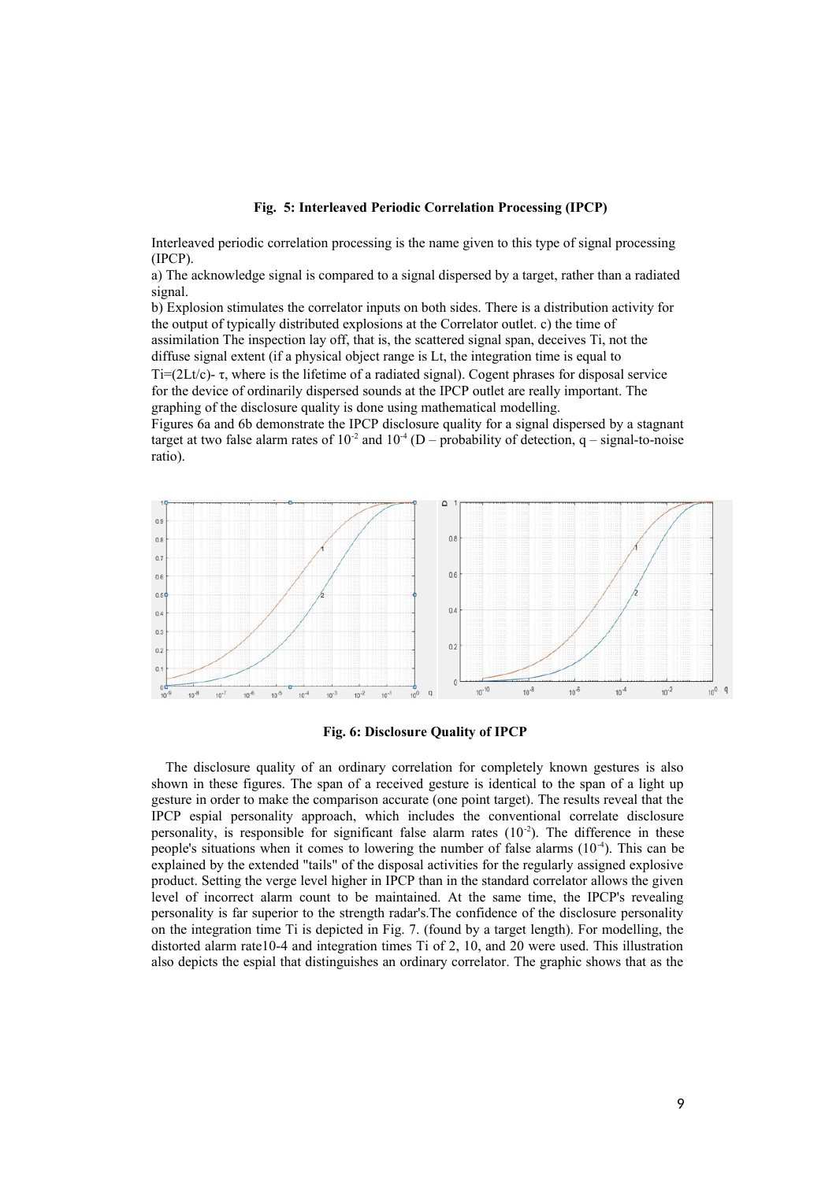**Fig. 5: Interleaved Periodic Correlation Processing (IPCP)**

Interleaved periodic correlation processing is the name given to this type of signal processing (IPCP).

a) The acknowledge signal is compared to a signal dispersed by a target, rather than a radiated signal.

b) Explosion stimulates the correlator inputs on both sides. There is a distribution activity for the output of typically distributed explosions at the Correlator outlet. c) the time of assimilation The inspection lay off, that is, the scattered signal span, deceives Ti, not the diffuse signal extent (if a physical object range is Lt, the integration time is equal to $Ti=(2Lt/c)- \tau$, where is the lifetime of a radiated signal). Cogent phrases for disposal service for the device of ordinarily dispersed sounds at the IPCP outlet are really important. The graphing of the disclosure quality is done using mathematical modelling.

Figures 6a and 6b demonstrate the IPCP disclosure quality for a signal dispersed by a stagnant target at two false alarm rates of $10^{-2}$ and $10^{-4}$ (D – probability of detection, q – signal-to-noise ratio).

**Fig. 6: Disclosure Quality of IPCP**

The disclosure quality of an ordinary correlation for completely known gestures is also shown in these figures. The span of a received gesture is identical to the span of a light up gesture in order to make the comparison accurate (one point target). The results reveal that the IPCP espial personality approach, which includes the conventional correlate disclosure personality, is responsible for significant false alarm rates ($10^{-2}$). The difference in these people's situations when it comes to lowering the number of false alarms ($10^{-4}$). This can be explained by the extended "tails" of the disposal activities for the regularly assigned explosive product. Setting the verge level higher in IPCP than in the standard correlator allows the given level of incorrect alarm count to be maintained. At the same time, the IPCP's revealing personality is far superior to the strength radar's.The confidence of the disclosure personality on the integration time Ti is depicted in Fig. 7. (found by a target length). For modelling, the distorted alarm rate10-4 and integration times Ti of 2, 10, and 20 were used. This illustration also depicts the espial that distinguishes an ordinary correlator. The graphic shows that as the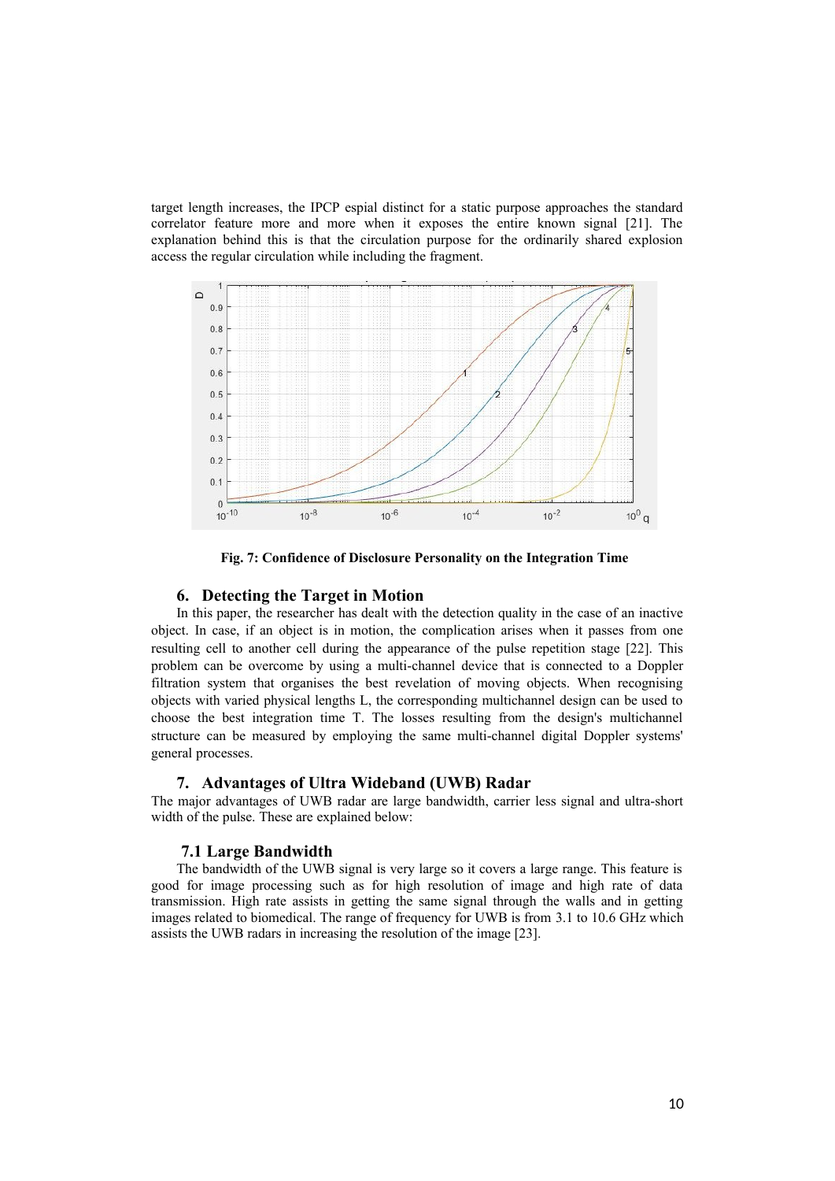target length increases, the IPCP espial distinct for a static purpose approaches the standard correlator feature more and more when it exposes the entire known signal [21]. The explanation behind this is that the circulation purpose for the ordinarily shared explosion access the regular circulation while including the fragment.

**Fig. 7: Confidence of Disclosure Personality on the Integration Time**

## 6. Detecting the Target in Motion

In this paper, the researcher has dealt with the detection quality in the case of an inactive object. In case, if an object is in motion, the complication arises when it passes from one resulting cell to another cell during the appearance of the pulse repetition stage [22]. This problem can be overcome by using a multi-channel device that is connected to a Doppler filtration system that organises the best revelation of moving objects. When recognising objects with varied physical lengths L, the corresponding multichannel design can be used to choose the best integration time T. The losses resulting from the design's multichannel structure can be measured by employing the same multi-channel digital Doppler systems' general processes.

## 7. Advantages of Ultra Wideband (UWB) Radar

The major advantages of UWB radar are large bandwidth, carrier less signal and ultra-short width of the pulse. These are explained below:

### 7.1 Large Bandwidth

The bandwidth of the UWB signal is very large so it covers a large range. This feature is good for image processing such as for high resolution of image and high rate of data transmission. High rate assists in getting the same signal through the walls and in getting images related to biomedical. The range of frequency for UWB is from 3.1 to 10.6 GHz which assists the UWB radars in increasing the resolution of the image [23].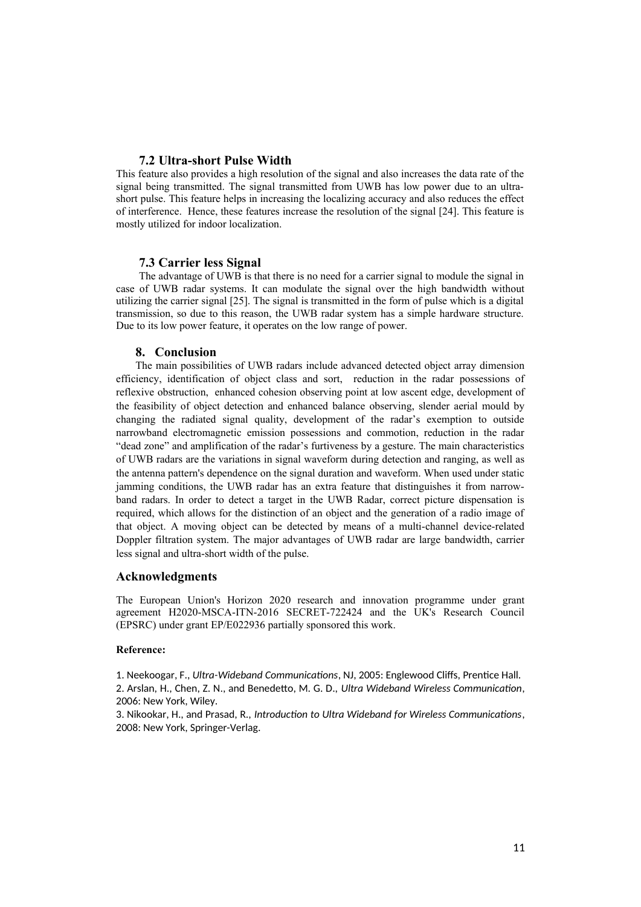### 7.2 Ultra-short Pulse Width

This feature also provides a high resolution of the signal and also increases the data rate of the signal being transmitted. The signal transmitted from UWB has low power due to an ultra-short pulse. This feature helps in increasing the localizing accuracy and also reduces the effect of interference. Hence, these features increase the resolution of the signal [24]. This feature is mostly utilized for indoor localization.

### 7.3 Carrier less Signal

The advantage of UWB is that there is no need for a carrier signal to module the signal in case of UWB radar systems. It can modulate the signal over the high bandwidth without utilizing the carrier signal [25]. The signal is transmitted in the form of pulse which is a digital transmission, so due to this reason, the UWB radar system has a simple hardware structure. Due to its low power feature, it operates on the low range of power.

## 8. Conclusion

The main possibilities of UWB radars include advanced detected object array dimension efficiency, identification of object class and sort, reduction in the radar possessions of reflexive obstruction, enhanced cohesion observing point at low ascent edge, development of the feasibility of object detection and enhanced balance observing, slender aerial mould by changing the radiated signal quality, development of the radar's exemption to outside narrowband electromagnetic emission possessions and commotion, reduction in the radar "dead zone" and amplification of the radar's furtiveness by a gesture. The main characteristics of UWB radars are the variations in signal waveform during detection and ranging, as well as the antenna pattern's dependence on the signal duration and waveform. When used under static jamming conditions, the UWB radar has an extra feature that distinguishes it from narrow-band radars. In order to detect a target in the UWB Radar, correct picture dispensation is required, which allows for the distinction of an object and the generation of a radio image of that object. A moving object can be detected by means of a multi-channel device-related Doppler filtration system. The major advantages of UWB radar are large bandwidth, carrier less signal and ultra-short width of the pulse.

## Acknowledgments

The European Union's Horizon 2020 research and innovation programme under grant agreement H2020-MSCA-ITN-2016 SECRET-722424 and the UK's Research Council (EPSRC) under grant EP/E022936 partially sponsored this work.

**Reference:**

1. Neekoogar, F., *Ultra-Wideband Communications*, NJ, 2005: Englewood Cliffs, Prentice Hall.
2. Arslan, H., Chen, Z. N., and Benedetto, M. G. D., *Ultra Wideband Wireless Communication*, 2006: New York, Wiley.
3. Nikookar, H., and Prasad, R., *Introduction to Ultra Wideband for Wireless Communications*, 2008: New York, Springer-Verlag.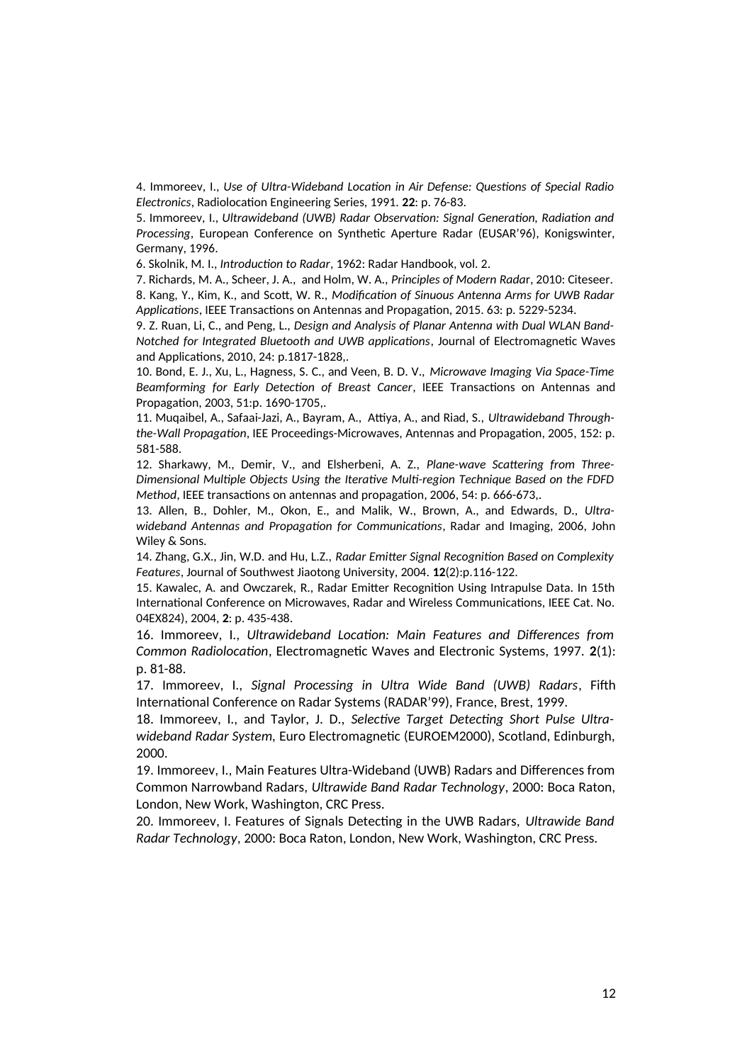4. Immoreev, I., *Use of Ultra-Wideband Location in Air Defense: Questions of Special Radio Electronics*, Radiolocation Engineering Series, 1991. **22**: p. 76-83.

5. Immoreev, I., *Ultrawideband (UWB) Radar Observation: Signal Generation, Radiation and Processing*, European Conference on Synthetic Aperture Radar (EUSAR'96), Konigswinter, Germany, 1996.

6. Skolnik, M. I., *Introduction to Radar*, 1962: Radar Handbook, vol. 2.

7. Richards, M. A., Scheer, J. A., and Holm, W. A., *Principles of Modern Radar*, 2010: Citeseer.

8. Kang, Y., Kim, K., and Scott, W. R., *Modification of Sinuous Antenna Arms for UWB Radar Applications*, IEEE Transactions on Antennas and Propagation, 2015. 63: p. 5229-5234.

9. Z. Ruan, Li, C., and Peng, L., *Design and Analysis of Planar Antenna with Dual WLAN Band-Notched for Integrated Bluetooth and UWB applications*, Journal of Electromagnetic Waves and Applications, 2010, 24: p.1817-1828,.

10. Bond, E. J., Xu, L., Hagness, S. C., and Veen, B. D. V., *Microwave Imaging Via Space-Time Beamforming for Early Detection of Breast Cancer*, IEEE Transactions on Antennas and Propagation, 2003, 51:p. 1690-1705,.

11. Muqaibel, A., Safaai-Jazi, A., Bayram, A., Attiya, A., and Riad, S., *Ultrawideband Through-the-Wall Propagation*, IEE Proceedings-Microwaves, Antennas and Propagation, 2005, 152: p. 581-588.

12. Sharkawy, M., Demir, V., and Elsherbeni, A. Z., *Plane-wave Scattering from Three-Dimensional Multiple Objects Using the Iterative Multi-region Technique Based on the FDFD Method*, IEEE transactions on antennas and propagation, 2006, 54: p. 666-673,.

13. Allen, B., Dohler, M., Okon, E., and Malik, W., Brown, A., and Edwards, D., *Ultra-wideband Antennas and Propagation for Communications*, Radar and Imaging, 2006, John Wiley & Sons.

14. Zhang, G.X., Jin, W.D. and Hu, L.Z., *Radar Emitter Signal Recognition Based on Complexity Features*, Journal of Southwest Jiaotong University, 2004. **12**(2):p.116-122.

15. Kawalec, A. and Owczarek, R., Radar Emitter Recognition Using Intrapulse Data. In 15th International Conference on Microwaves, Radar and Wireless Communications, IEEE Cat. No. 04EX824), 2004, **2**: p. 435-438.

16. Immoreev, I., *Ultrawideband Location: Main Features and Differences from Common Radiolocation*, Electromagnetic Waves and Electronic Systems, 1997. **2**(1): p. 81-88.

17. Immoreev, I., *Signal Processing in Ultra Wide Band (UWB) Radars*, Fifth International Conference on Radar Systems (RADAR'99), France, Brest, 1999.

18. Immoreev, I., and Taylor, J. D., *Selective Target Detecting Short Pulse Ultra-wideband Radar System*, Euro Electromagnetic (EUROEM2000), Scotland, Edinburgh, 2000.

19. Immoreev, I., Main Features Ultra-Wideband (UWB) Radars and Differences from Common Narrowband Radars, *Ultrawide Band Radar Technology*, 2000: Boca Raton, London, New Work, Washington, CRC Press.

20. Immoreev, I. Features of Signals Detecting in the UWB Radars, *Ultrawide Band Radar Technology*, 2000: Boca Raton, London, New Work, Washington, CRC Press.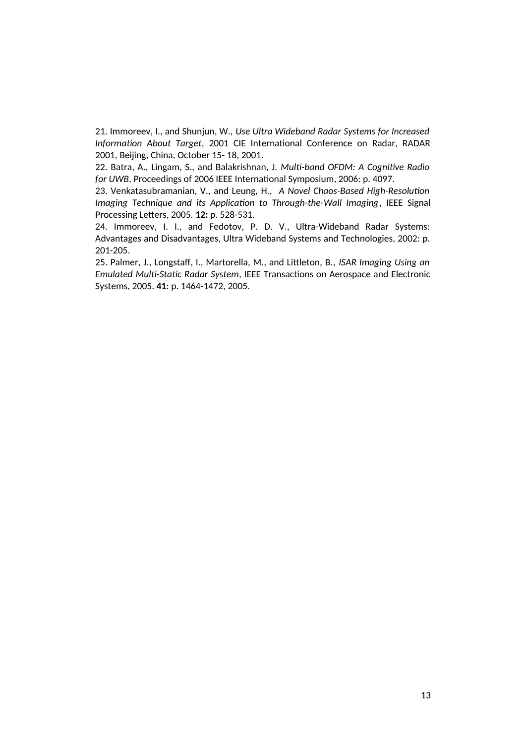21. Immoreev, I., and Shunjun, W., *Use Ultra Wideband Radar Systems for Increased Information About Target*, 2001 CIE International Conference on Radar, RADAR 2001, Beijing, China, October 15- 18, 2001.

22. Batra, A., Lingam, S., and Balakrishnan, J. *Multi-band OFDM: A Cognitive Radio for UWB*, Proceedings of 2006 IEEE International Symposium, 2006: p. 4097.

23. Venkatasubramanian, V., and Leung, H., *A Novel Chaos-Based High-Resolution Imaging Technique and its Application to Through-the-Wall Imaging*, IEEE Signal Processing Letters, 2005. **12:** p. 528-531.

24. Immoreev, I. I., and Fedotov, P. D. V., Ultra-Wideband Radar Systems: Advantages and Disadvantages, Ultra Wideband Systems and Technologies, 2002: p. 201-205.

25. Palmer, J., Longstaff, I., Martorella, M., and Littleton, B., *ISAR Imaging Using an Emulated Multi-Static Radar System*, IEEE Transactions on Aerospace and Electronic Systems, 2005. **41**: p. 1464-1472, 2005.